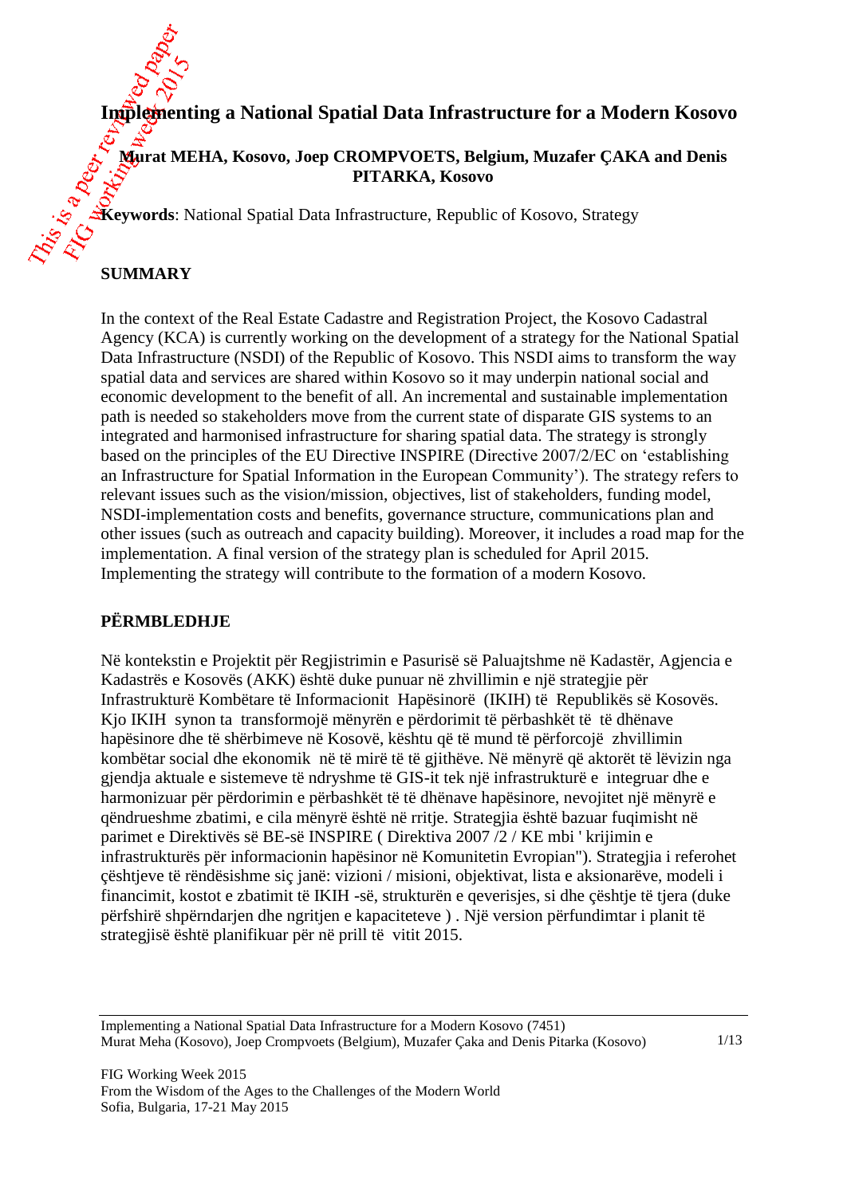# Implementing a National Spatial Data Infrastructure for a Modern Kosovo

**Murat MEHA, Kosovo, Joep CROMPVOETS, Belgium, Muzafer ÇAKA and Denis PITARKA, Kosovo**

**Keywords**: National Spatial Data Infrastructure, Republic of Kosovo, Strategy

## SUMMARY

In the context of the Real Estate Cadastre and Registration Project, the Kosovo Cadastral Agency (KCA) is currently working on the development of a strategy for the National Spatial Data Infrastructure (NSDI) of the Republic of Kosovo. This NSDI aims to transform the way spatial data and services are shared within Kosovo so it may underpin national social and economic development to the benefit of all. An incremental and sustainable implementation path is needed so stakeholders move from the current state of disparate GIS systems to an integrated and harmonised infrastructure for sharing spatial data. The strategy is strongly based on the principles of the EU Directive INSPIRE (Directive 2007/2/EC on 'establishing an Infrastructure for Spatial Information in the European Community'). The strategy refers to relevant issues such as the vision/mission, objectives, list of stakeholders, funding model, NSDI-implementation costs and benefits, governance structure, communications plan and other issues (such as outreach and capacity building). Moreover, it includes a road map for the implementation. A final version of the strategy plan is scheduled for April 2015. Implementing the strategy will contribute to the formation of a modern Kosovo.

## PËRMBLEDHJE

Në kontekstin e Projektit për Regjistrimin e Pasurisë së Paluajtshme në Kadastër, Agjencia e Kadastrës e Kosovës (AKK) është duke punuar në zhvillimin e një strategjie për Infrastrukturë Kombëtare të Informacionit Hapësinorë (IKIH) të Republikës së Kosovës. Kjo IKIH synon ta transformojë mënyrën e përdorimit të përbashkët të të dhënave hapësinore dhe të shërbimeve në Kosovë, kështu që të mund të përforcojë zhvillimin kombëtar social dhe ekonomik në të mirë të të gjithëve. Në mënyrë që aktorët të lëvizin nga gjendja aktuale e sistemeve të ndryshme të GIS-it tek një infrastrukturë e integruar dhe e harmonizuar për përdorimin e përbashkët të të dhënave hapësinore, nevojitet një mënyrë e qëndrueshme zbatimi, e cila mënyrë është në rritje. Strategjia është bazuar fuqimisht në parimet e Direktivës së BE-së INSPIRE ( Direktiva 2007 /2 / KE mbi ' krijimin e infrastrukturës për informacionin hapësinor në Komunitetin Evropian"). Strategjia i referohet çështjeve të rëndësishme siç janë: vizioni / misioni, objektivat, lista e aksionarëve, modeli i financimit, kostot e zbatimit të IKIH -së, strukturën e qeverisjes, si dhe çështje të tjera (duke përfshirë shpërndarjen dhe ngritjen e kapaciteteve ) . Një version përfundimtar i planit të strategjisë është planifikuar për në prill të vitit 2015.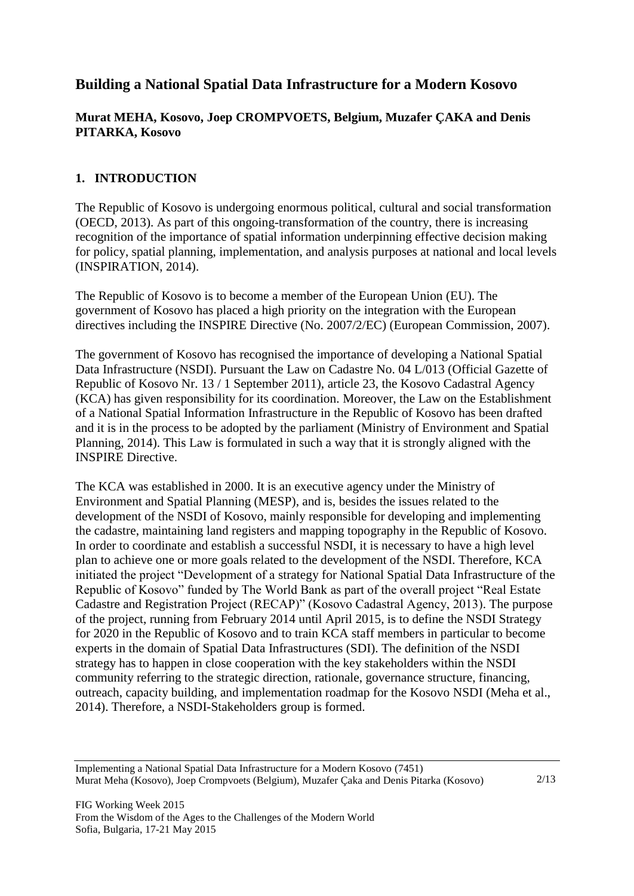# Building a National Spatial Data Infrastructure for a Modern Kosovo

**Murat MEHA, Kosovo, Joep CROMPVOETS, Belgium, Muzafer ÇAKA and Denis PITARKA, Kosovo**

## 1. INTRODUCTION

The Republic of Kosovo is undergoing enormous political, cultural and social transformation (OECD, 2013). As part of this ongoing-transformation of the country, there is increasing recognition of the importance of spatial information underpinning effective decision making for policy, spatial planning, implementation, and analysis purposes at national and local levels (INSPIRATION, 2014).

The Republic of Kosovo is to become a member of the European Union (EU). The government of Kosovo has placed a high priority on the integration with the European directives including the INSPIRE Directive (No. 2007/2/EC) (European Commission, 2007).

The government of Kosovo has recognised the importance of developing a National Spatial Data Infrastructure (NSDI). Pursuant the Law on Cadastre No. 04 L/013 (Official Gazette of Republic of Kosovo Nr. 13 / 1 September 2011), article 23, the Kosovo Cadastral Agency (KCA) has given responsibility for its coordination. Moreover, the Law on the Establishment of a National Spatial Information Infrastructure in the Republic of Kosovo has been drafted and it is in the process to be adopted by the parliament (Ministry of Environment and Spatial Planning, 2014). This Law is formulated in such a way that it is strongly aligned with the INSPIRE Directive.

The KCA was established in 2000. It is an executive agency under the Ministry of Environment and Spatial Planning (MESP), and is, besides the issues related to the development of the NSDI of Kosovo, mainly responsible for developing and implementing the cadastre, maintaining land registers and mapping topography in the Republic of Kosovo. In order to coordinate and establish a successful NSDI, it is necessary to have a high level plan to achieve one or more goals related to the development of the NSDI. Therefore, KCA initiated the project "Development of a strategy for National Spatial Data Infrastructure of the Republic of Kosovo" funded by The World Bank as part of the overall project "Real Estate Cadastre and Registration Project (RECAP)" (Kosovo Cadastral Agency, 2013). The purpose of the project, running from February 2014 until April 2015, is to define the NSDI Strategy for 2020 in the Republic of Kosovo and to train KCA staff members in particular to become experts in the domain of Spatial Data Infrastructures (SDI). The definition of the NSDI strategy has to happen in close cooperation with the key stakeholders within the NSDI community referring to the strategic direction, rationale, governance structure, financing, outreach, capacity building, and implementation roadmap for the Kosovo NSDI (Meha et al., 2014). Therefore, a NSDI-Stakeholders group is formed.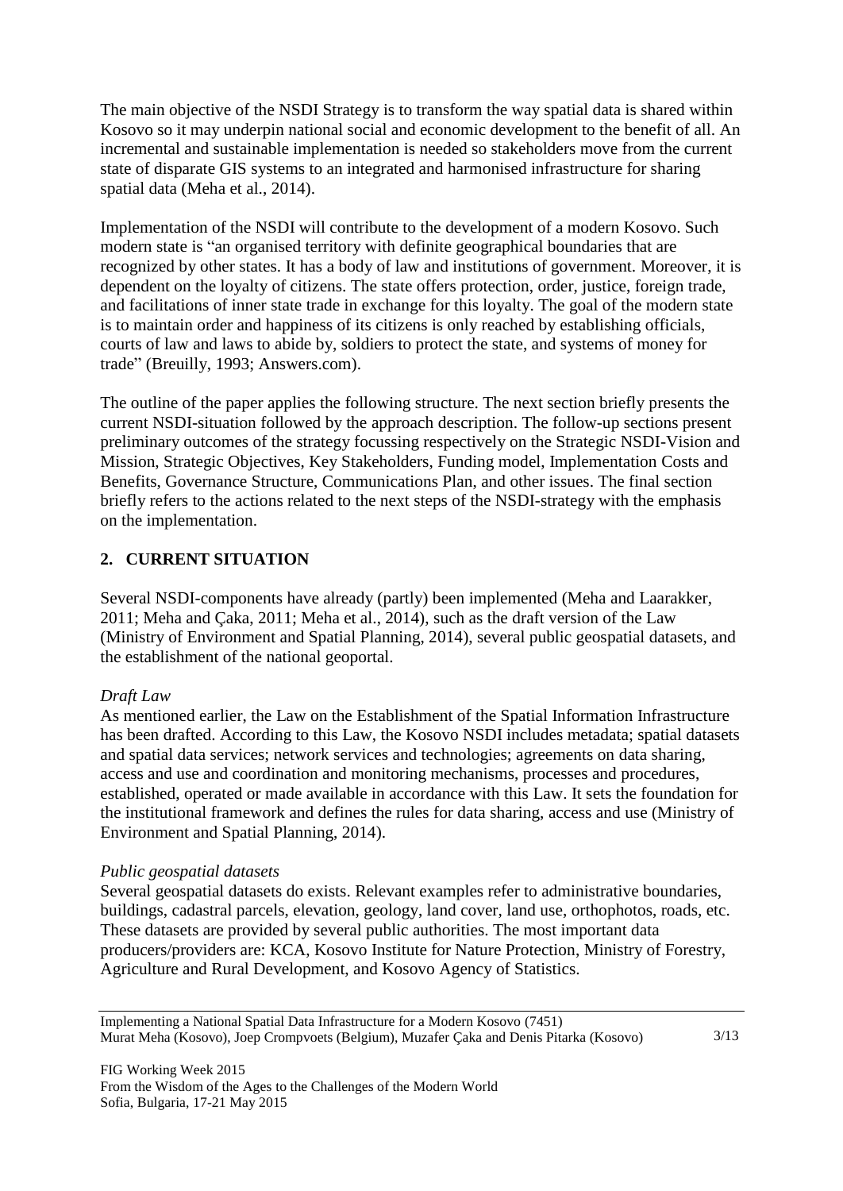The main objective of the NSDI Strategy is to transform the way spatial data is shared within Kosovo so it may underpin national social and economic development to the benefit of all. An incremental and sustainable implementation is needed so stakeholders move from the current state of disparate GIS systems to an integrated and harmonised infrastructure for sharing spatial data (Meha et al., 2014).

Implementation of the NSDI will contribute to the development of a modern Kosovo. Such modern state is "an organised territory with definite geographical boundaries that are recognized by other states. It has a body of law and institutions of government. Moreover, it is dependent on the loyalty of citizens. The state offers protection, order, justice, foreign trade, and facilitations of inner state trade in exchange for this loyalty. The goal of the modern state is to maintain order and happiness of its citizens is only reached by establishing officials, courts of law and laws to abide by, soldiers to protect the state, and systems of money for trade" (Breuilly, 1993; Answers.com).

The outline of the paper applies the following structure. The next section briefly presents the current NSDI-situation followed by the approach description. The follow-up sections present preliminary outcomes of the strategy focussing respectively on the Strategic NSDI-Vision and Mission, Strategic Objectives, Key Stakeholders, Funding model, Implementation Costs and Benefits, Governance Structure, Communications Plan, and other issues. The final section briefly refers to the actions related to the next steps of the NSDI-strategy with the emphasis on the implementation.

## 2. CURRENT SITUATION

Several NSDI-components have already (partly) been implemented (Meha and Laarakker, 2011; Meha and Çaka, 2011; Meha et al., 2014), such as the draft version of the Law (Ministry of Environment and Spatial Planning, 2014), several public geospatial datasets, and the establishment of the national geoportal.

*Draft Law*

As mentioned earlier, the Law on the Establishment of the Spatial Information Infrastructure has been drafted. According to this Law, the Kosovo NSDI includes metadata; spatial datasets and spatial data services; network services and technologies; agreements on data sharing, access and use and coordination and monitoring mechanisms, processes and procedures, established, operated or made available in accordance with this Law. It sets the foundation for the institutional framework and defines the rules for data sharing, access and use (Ministry of Environment and Spatial Planning, 2014).

*Public geospatial datasets*

Several geospatial datasets do exists. Relevant examples refer to administrative boundaries, buildings, cadastral parcels, elevation, geology, land cover, land use, orthophotos, roads, etc. These datasets are provided by several public authorities. The most important data producers/providers are: KCA, Kosovo Institute for Nature Protection, Ministry of Forestry, Agriculture and Rural Development, and Kosovo Agency of Statistics.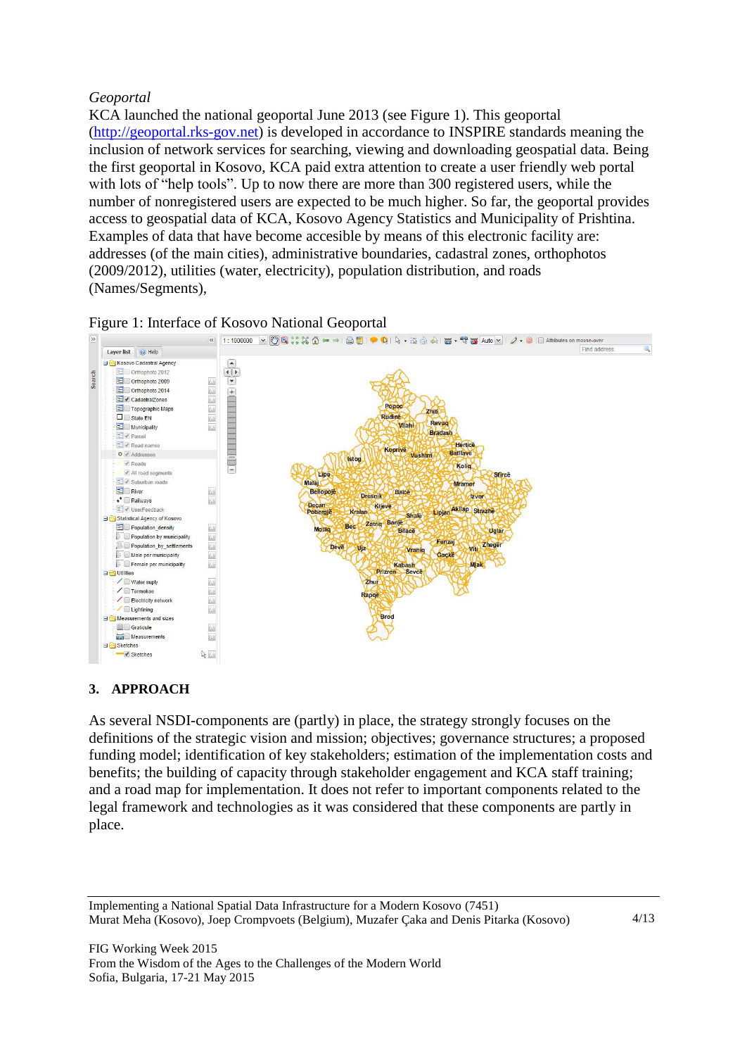*Geoportal*

KCA launched the national geoportal June 2013 (see Figure 1). This geoportal (http://geoportal.rks-gov.net) is developed in accordance to INSPIRE standards meaning the inclusion of network services for searching, viewing and downloading geospatial data. Being the first geoportal in Kosovo, KCA paid extra attention to create a user friendly web portal with lots of "help tools". Up to now there are more than 300 registered users, while the number of nonregistered users are expected to be much higher. So far, the geoportal provides access to geospatial data of KCA, Kosovo Agency Statistics and Municipality of Prishtina. Examples of data that have become accesible by means of this electronic facility are: addresses (of the main cities), administrative boundaries, cadastral zones, orthophotos (2009/2012), utilities (water, electricity), population distribution, and roads (Names/Segments),

Figure 1: Interface of Kosovo National Geoportal

## 3. APPROACH

As several NSDI-components are (partly) in place, the strategy strongly focuses on the definitions of the strategic vision and mission; objectives; governance structures; a proposed funding model; identification of key stakeholders; estimation of the implementation costs and benefits; the building of capacity through stakeholder engagement and KCA staff training; and a road map for implementation. It does not refer to important components related to the legal framework and technologies as it was considered that these components are partly in place.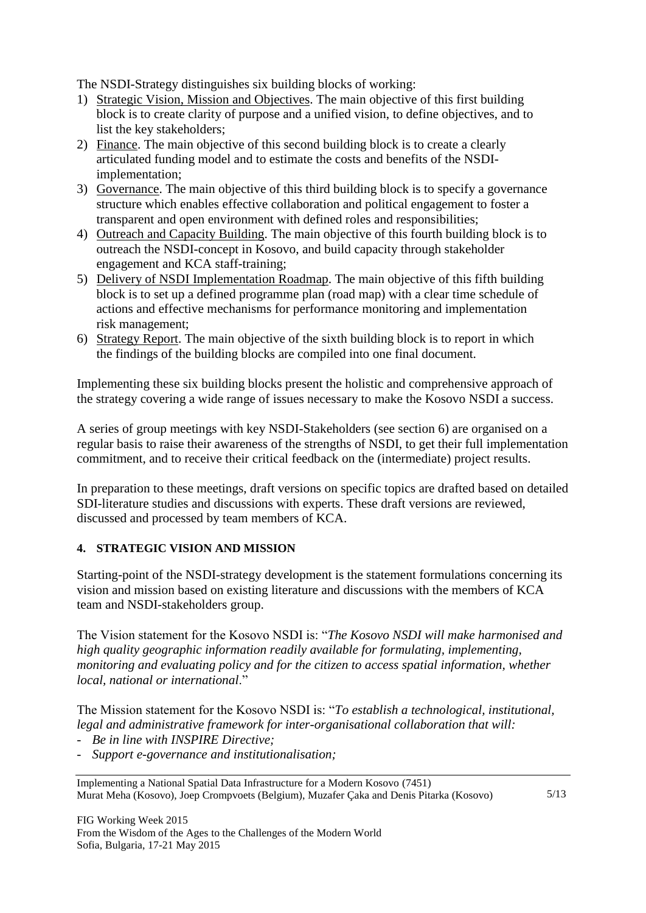The NSDI-Strategy distinguishes six building blocks of working:

1) Strategic Vision, Mission and Objectives. The main objective of this first building block is to create clarity of purpose and a unified vision, to define objectives, and to list the key stakeholders;
2) Finance. The main objective of this second building block is to create a clearly articulated funding model and to estimate the costs and benefits of the NSDI-implementation;
3) Governance. The main objective of this third building block is to specify a governance structure which enables effective collaboration and political engagement to foster a transparent and open environment with defined roles and responsibilities;
4) Outreach and Capacity Building. The main objective of this fourth building block is to outreach the NSDI-concept in Kosovo, and build capacity through stakeholder engagement and KCA staff-training;
5) Delivery of NSDI Implementation Roadmap. The main objective of this fifth building block is to set up a defined programme plan (road map) with a clear time schedule of actions and effective mechanisms for performance monitoring and implementation risk management;
6) Strategy Report. The main objective of the sixth building block is to report in which the findings of the building blocks are compiled into one final document.

Implementing these six building blocks present the holistic and comprehensive approach of the strategy covering a wide range of issues necessary to make the Kosovo NSDI a success.

A series of group meetings with key NSDI-Stakeholders (see section 6) are organised on a regular basis to raise their awareness of the strengths of NSDI, to get their full implementation commitment, and to receive their critical feedback on the (intermediate) project results.

In preparation to these meetings, draft versions on specific topics are drafted based on detailed SDI-literature studies and discussions with experts. These draft versions are reviewed, discussed and processed by team members of KCA.

## 4. STRATEGIC VISION AND MISSION

Starting-point of the NSDI-strategy development is the statement formulations concerning its vision and mission based on existing literature and discussions with the members of KCA team and NSDI-stakeholders group.

The Vision statement for the Kosovo NSDI is: "*The Kosovo NSDI will make harmonised and high quality geographic information readily available for formulating, implementing, monitoring and evaluating policy and for the citizen to access spatial information, whether local, national or international*."

The Mission statement for the Kosovo NSDI is: "*To establish a technological, institutional, legal and administrative framework for inter-organisational collaboration that will:*

- *Be in line with INSPIRE Directive;*
- *Support e-governance and institutionalisation;*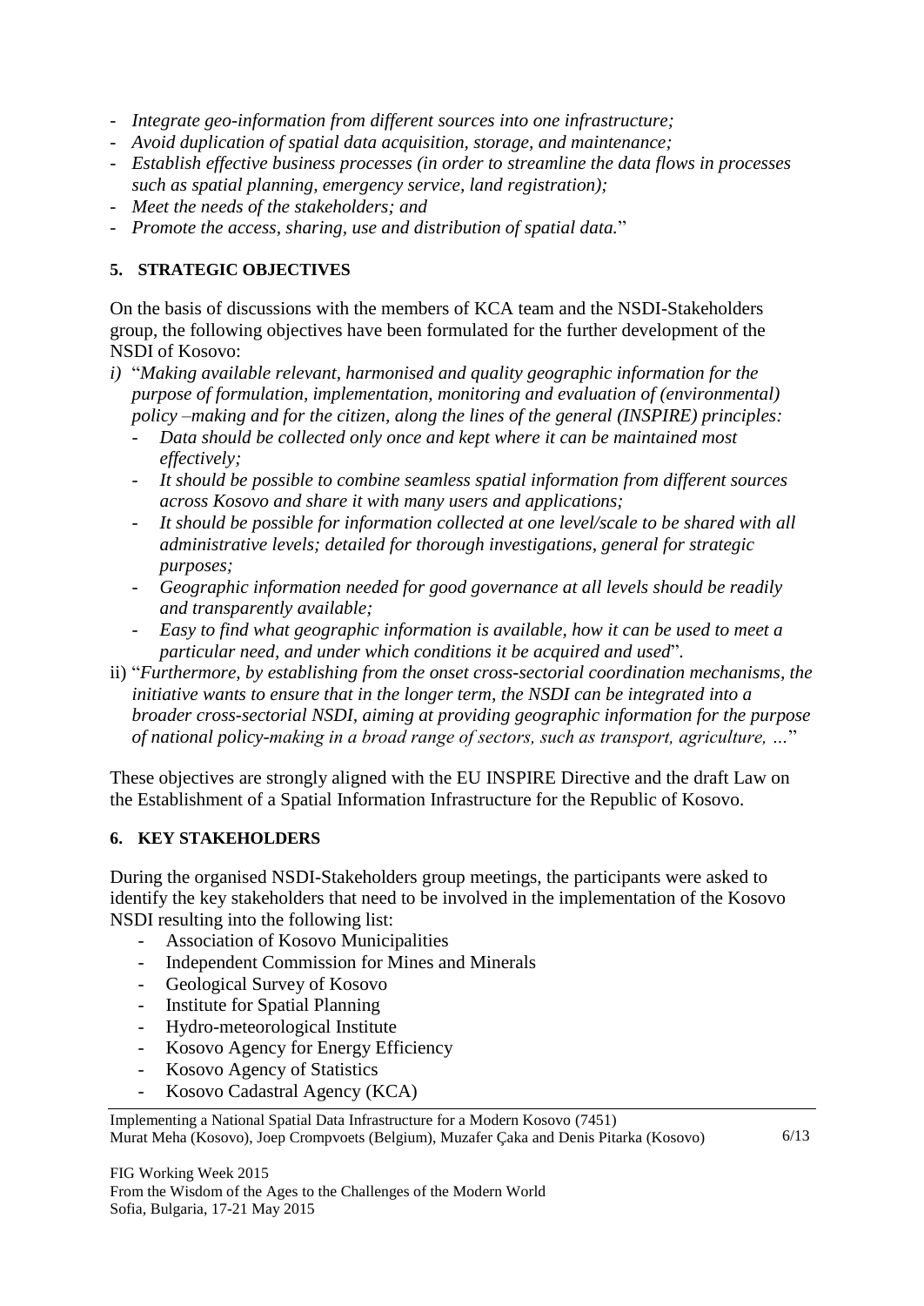- *Integrate geo-information from different sources into one infrastructure;*
- *Avoid duplication of spatial data acquisition, storage, and maintenance;*
- *Establish effective business processes (in order to streamline the data flows in processes such as spatial planning, emergency service, land registration);*
- *Meet the needs of the stakeholders; and*
- *Promote the access, sharing, use and distribution of spatial data.*"

## 5. STRATEGIC OBJECTIVES

On the basis of discussions with the members of KCA team and the NSDI-Stakeholders group, the following objectives have been formulated for the further development of the NSDI of Kosovo:

*i)* "*Making available relevant, harmonised and quality geographic information for the purpose of formulation, implementation, monitoring and evaluation of (environmental) policy –making and for the citizen, along the lines of the general (INSPIRE) principles:*
   - *Data should be collected only once and kept where it can be maintained most effectively;*
   - *It should be possible to combine seamless spatial information from different sources across Kosovo and share it with many users and applications;*
   - *It should be possible for information collected at one level/scale to be shared with all administrative levels; detailed for thorough investigations, general for strategic purposes;*
   - *Geographic information needed for good governance at all levels should be readily and transparently available;*
   - *Easy to find what geographic information is available, how it can be used to meet a particular need, and under which conditions it be acquired and used*".

ii) "*Furthermore, by establishing from the onset cross-sectorial coordination mechanisms, the initiative wants to ensure that in the longer term, the NSDI can be integrated into a broader cross-sectorial NSDI, aiming at providing geographic information for the purpose of national policy-making in a broad range of sectors, such as transport, agriculture, …*"

These objectives are strongly aligned with the EU INSPIRE Directive and the draft Law on the Establishment of a Spatial Information Infrastructure for the Republic of Kosovo.

## 6. KEY STAKEHOLDERS

During the organised NSDI-Stakeholders group meetings, the participants were asked to identify the key stakeholders that need to be involved in the implementation of the Kosovo NSDI resulting into the following list:

- Association of Kosovo Municipalities
- Independent Commission for Mines and Minerals
- Geological Survey of Kosovo
- Institute for Spatial Planning
- Hydro-meteorological Institute
- Kosovo Agency for Energy Efficiency
- Kosovo Agency of Statistics
- Kosovo Cadastral Agency (KCA)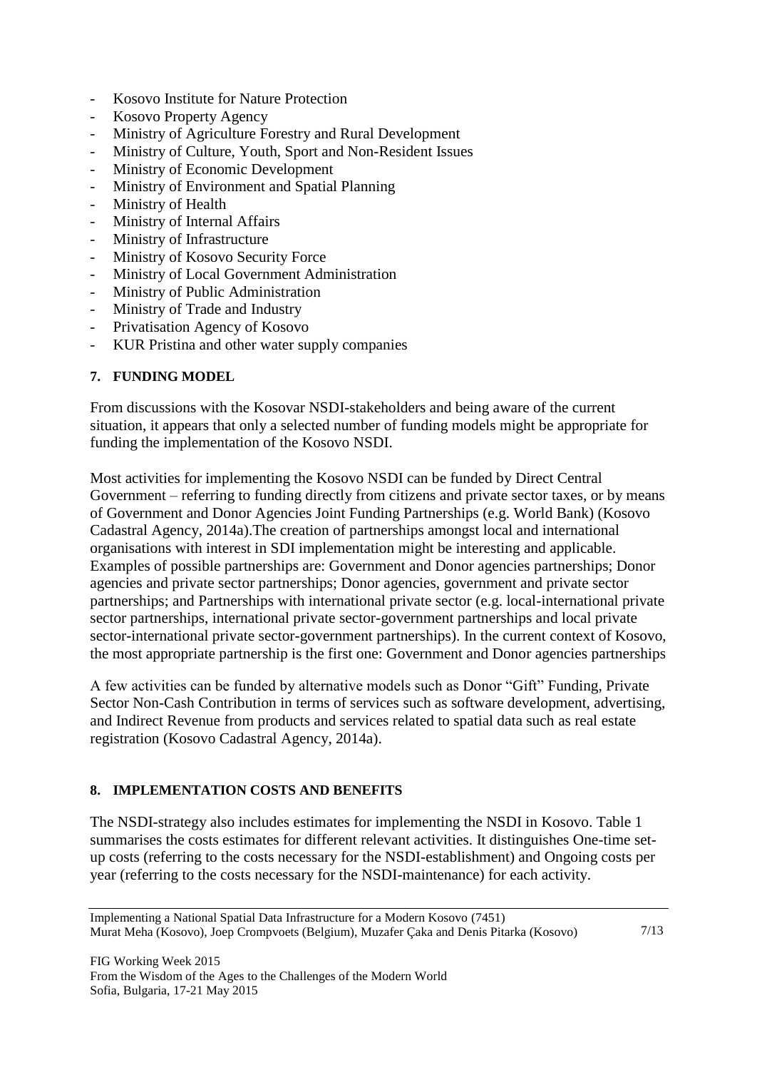- Kosovo Institute for Nature Protection
- Kosovo Property Agency
- Ministry of Agriculture Forestry and Rural Development
- Ministry of Culture, Youth, Sport and Non-Resident Issues
- Ministry of Economic Development
- Ministry of Environment and Spatial Planning
- Ministry of Health
- Ministry of Internal Affairs
- Ministry of Infrastructure
- Ministry of Kosovo Security Force
- Ministry of Local Government Administration
- Ministry of Public Administration
- Ministry of Trade and Industry
- Privatisation Agency of Kosovo
- KUR Pristina and other water supply companies

## 7. FUNDING MODEL

From discussions with the Kosovar NSDI-stakeholders and being aware of the current situation, it appears that only a selected number of funding models might be appropriate for funding the implementation of the Kosovo NSDI.

Most activities for implementing the Kosovo NSDI can be funded by Direct Central Government – referring to funding directly from citizens and private sector taxes, or by means of Government and Donor Agencies Joint Funding Partnerships (e.g. World Bank) (Kosovo Cadastral Agency, 2014a).The creation of partnerships amongst local and international organisations with interest in SDI implementation might be interesting and applicable. Examples of possible partnerships are: Government and Donor agencies partnerships; Donor agencies and private sector partnerships; Donor agencies, government and private sector partnerships; and Partnerships with international private sector (e.g. local-international private sector partnerships, international private sector-government partnerships and local private sector-international private sector-government partnerships). In the current context of Kosovo, the most appropriate partnership is the first one: Government and Donor agencies partnerships

A few activities can be funded by alternative models such as Donor "Gift" Funding, Private Sector Non-Cash Contribution in terms of services such as software development, advertising, and Indirect Revenue from products and services related to spatial data such as real estate registration (Kosovo Cadastral Agency, 2014a).

## 8. IMPLEMENTATION COSTS AND BENEFITS

The NSDI-strategy also includes estimates for implementing the NSDI in Kosovo. Table 1 summarises the costs estimates for different relevant activities. It distinguishes One-time set-up costs (referring to the costs necessary for the NSDI-establishment) and Ongoing costs per year (referring to the costs necessary for the NSDI-maintenance) for each activity.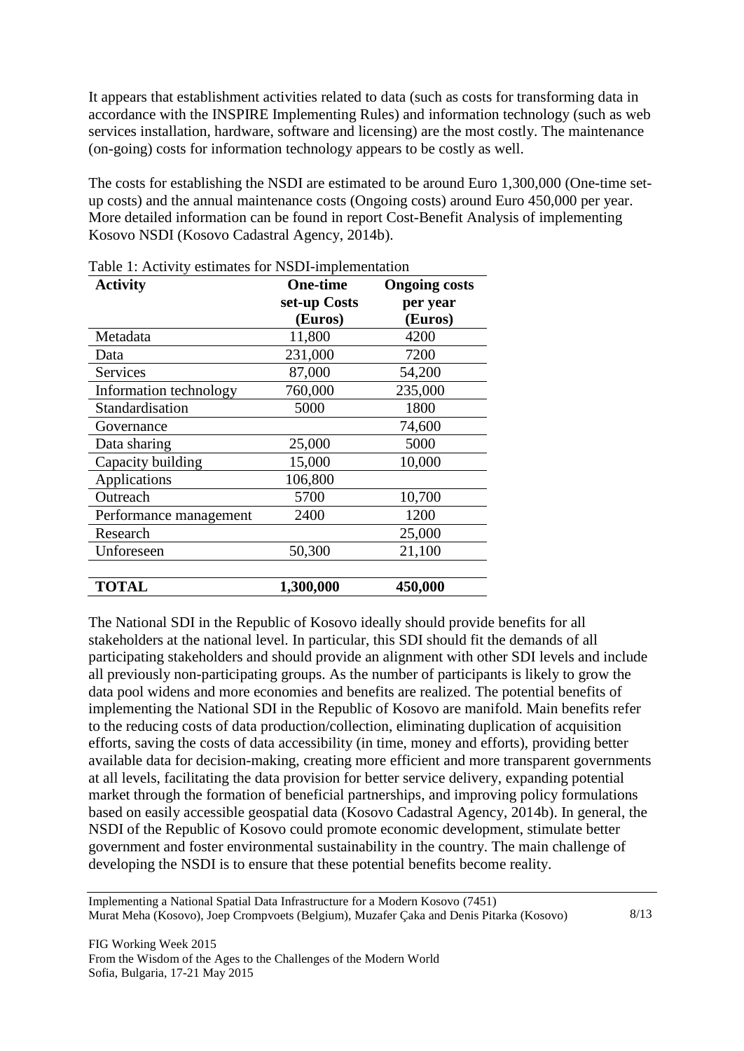It appears that establishment activities related to data (such as costs for transforming data in accordance with the INSPIRE Implementing Rules) and information technology (such as web services installation, hardware, software and licensing) are the most costly. The maintenance (on-going) costs for information technology appears to be costly as well.

The costs for establishing the NSDI are estimated to be around Euro 1,300,000 (One-time set-up costs) and the annual maintenance costs (Ongoing costs) around Euro 450,000 per year. More detailed information can be found in report Cost-Benefit Analysis of implementing Kosovo NSDI (Kosovo Cadastral Agency, 2014b).

Table 1: Activity estimates for NSDI-implementation

| **Activity** | **One-time set-up Costs (Euros)** | **Ongoing costs per year (Euros)** |
|---|---|---|
| Metadata | 11,800 | 4200 |
| Data | 231,000 | 7200 |
| Services | 87,000 | 54,200 |
| Information technology | 760,000 | 235,000 |
| Standardisation | 5000 | 1800 |
| Governance | | 74,600 |
| Data sharing | 25,000 | 5000 |
| Capacity building | 15,000 | 10,000 |
| Applications | 106,800 | |
| Outreach | 5700 | 10,700 |
| Performance management | 2400 | 1200 |
| Research | | 25,000 |
| Unforeseen | 50,300 | 21,100 |
| **TOTAL** | **1,300,000** | **450,000** |

The National SDI in the Republic of Kosovo ideally should provide benefits for all stakeholders at the national level. In particular, this SDI should fit the demands of all participating stakeholders and should provide an alignment with other SDI levels and include all previously non-participating groups. As the number of participants is likely to grow the data pool widens and more economies and benefits are realized. The potential benefits of implementing the National SDI in the Republic of Kosovo are manifold. Main benefits refer to the reducing costs of data production/collection, eliminating duplication of acquisition efforts, saving the costs of data accessibility (in time, money and efforts), providing better available data for decision-making, creating more efficient and more transparent governments at all levels, facilitating the data provision for better service delivery, expanding potential market through the formation of beneficial partnerships, and improving policy formulations based on easily accessible geospatial data (Kosovo Cadastral Agency, 2014b). In general, the NSDI of the Republic of Kosovo could promote economic development, stimulate better government and foster environmental sustainability in the country. The main challenge of developing the NSDI is to ensure that these potential benefits become reality.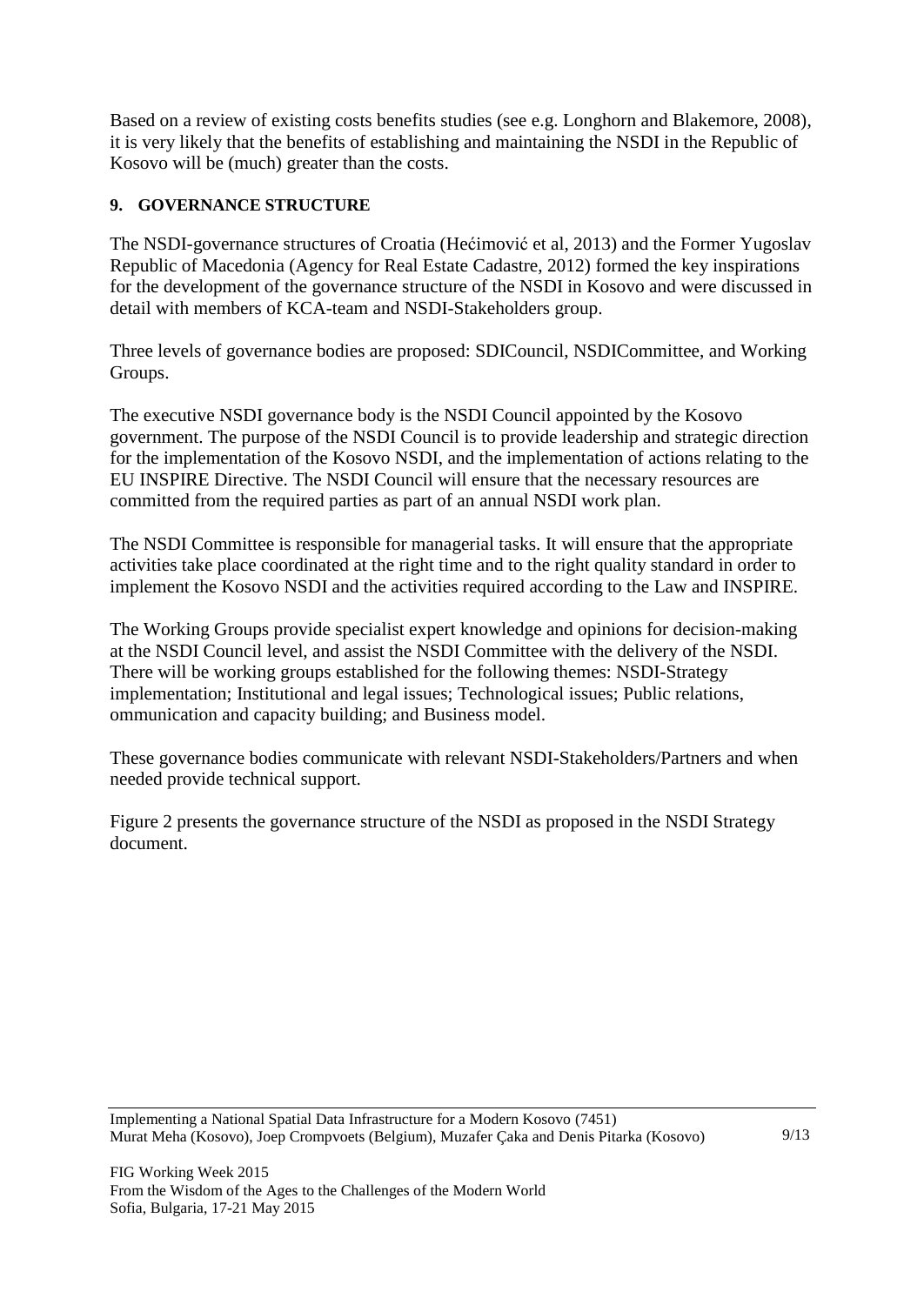Based on a review of existing costs benefits studies (see e.g. Longhorn and Blakemore, 2008), it is very likely that the benefits of establishing and maintaining the NSDI in the Republic of Kosovo will be (much) greater than the costs.

## 9. GOVERNANCE STRUCTURE

The NSDI-governance structures of Croatia (Hećimović et al, 2013) and the Former Yugoslav Republic of Macedonia (Agency for Real Estate Cadastre, 2012) formed the key inspirations for the development of the governance structure of the NSDI in Kosovo and were discussed in detail with members of KCA-team and NSDI-Stakeholders group.

Three levels of governance bodies are proposed: SDICouncil, NSDICommittee, and Working Groups.

The executive NSDI governance body is the NSDI Council appointed by the Kosovo government. The purpose of the NSDI Council is to provide leadership and strategic direction for the implementation of the Kosovo NSDI, and the implementation of actions relating to the EU INSPIRE Directive. The NSDI Council will ensure that the necessary resources are committed from the required parties as part of an annual NSDI work plan.

The NSDI Committee is responsible for managerial tasks. It will ensure that the appropriate activities take place coordinated at the right time and to the right quality standard in order to implement the Kosovo NSDI and the activities required according to the Law and INSPIRE.

The Working Groups provide specialist expert knowledge and opinions for decision-making at the NSDI Council level, and assist the NSDI Committee with the delivery of the NSDI. There will be working groups established for the following themes: NSDI-Strategy implementation; Institutional and legal issues; Technological issues; Public relations, ommunication and capacity building; and Business model.

These governance bodies communicate with relevant NSDI-Stakeholders/Partners and when needed provide technical support.

Figure 2 presents the governance structure of the NSDI as proposed in the NSDI Strategy document.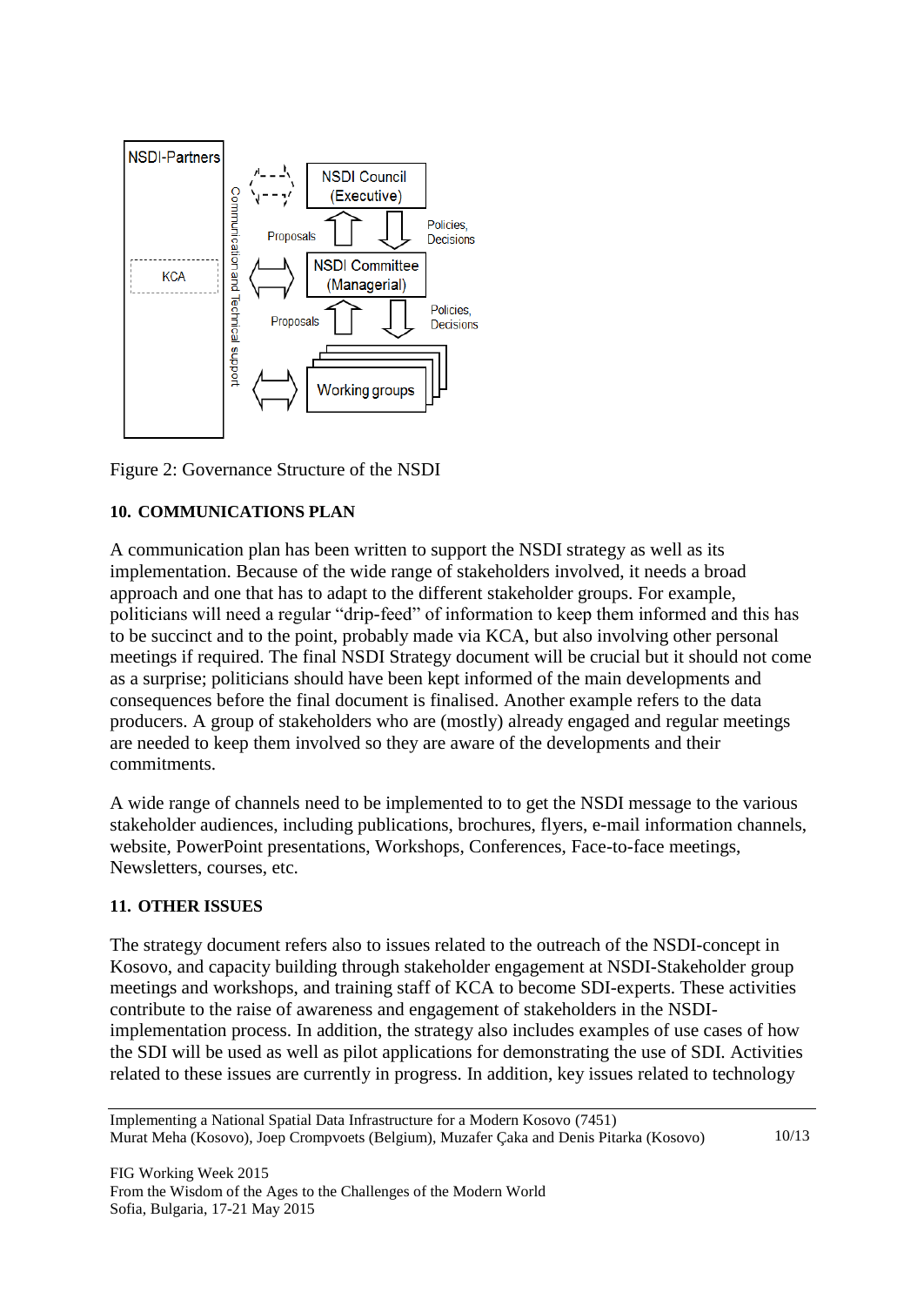Figure 2: Governance Structure of the NSDI

## 10. COMMUNICATIONS PLAN

A communication plan has been written to support the NSDI strategy as well as its implementation. Because of the wide range of stakeholders involved, it needs a broad approach and one that has to adapt to the different stakeholder groups. For example, politicians will need a regular "drip-feed" of information to keep them informed and this has to be succinct and to the point, probably made via KCA, but also involving other personal meetings if required. The final NSDI Strategy document will be crucial but it should not come as a surprise; politicians should have been kept informed of the main developments and consequences before the final document is finalised. Another example refers to the data producers. A group of stakeholders who are (mostly) already engaged and regular meetings are needed to keep them involved so they are aware of the developments and their commitments.

A wide range of channels need to be implemented to to get the NSDI message to the various stakeholder audiences, including publications, brochures, flyers, e-mail information channels, website, PowerPoint presentations, Workshops, Conferences, Face-to-face meetings, Newsletters, courses, etc.

## 11. OTHER ISSUES

The strategy document refers also to issues related to the outreach of the NSDI-concept in Kosovo, and capacity building through stakeholder engagement at NSDI-Stakeholder group meetings and workshops, and training staff of KCA to become SDI-experts. These activities contribute to the raise of awareness and engagement of stakeholders in the NSDI-implementation process. In addition, the strategy also includes examples of use cases of how the SDI will be used as well as pilot applications for demonstrating the use of SDI. Activities related to these issues are currently in progress. In addition, key issues related to technology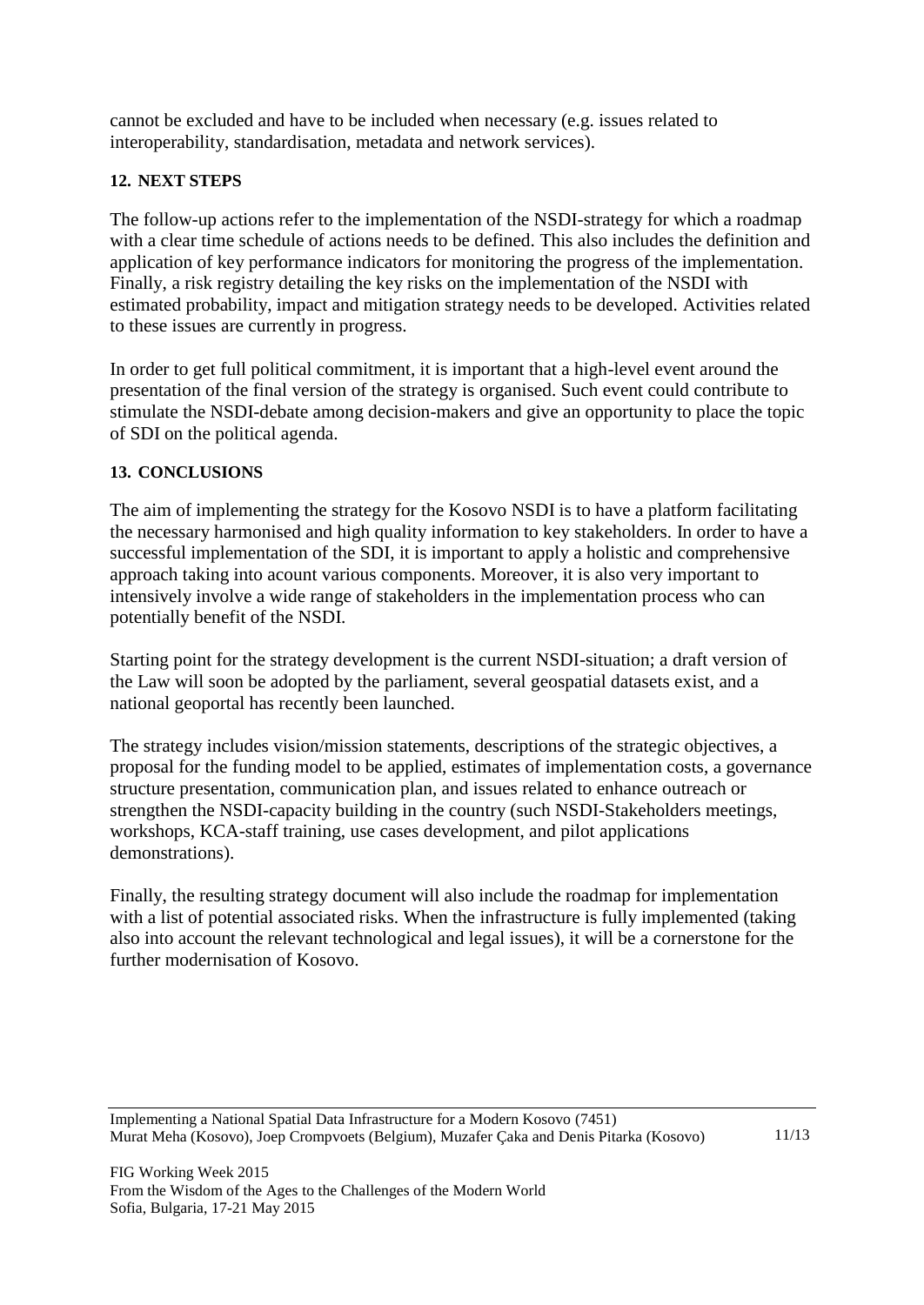cannot be excluded and have to be included when necessary (e.g. issues related to interoperability, standardisation, metadata and network services).

## 12. NEXT STEPS

The follow-up actions refer to the implementation of the NSDI-strategy for which a roadmap with a clear time schedule of actions needs to be defined. This also includes the definition and application of key performance indicators for monitoring the progress of the implementation. Finally, a risk registry detailing the key risks on the implementation of the NSDI with estimated probability, impact and mitigation strategy needs to be developed. Activities related to these issues are currently in progress.

In order to get full political commitment, it is important that a high-level event around the presentation of the final version of the strategy is organised. Such event could contribute to stimulate the NSDI-debate among decision-makers and give an opportunity to place the topic of SDI on the political agenda.

## 13. CONCLUSIONS

The aim of implementing the strategy for the Kosovo NSDI is to have a platform facilitating the necessary harmonised and high quality information to key stakeholders. In order to have a successful implementation of the SDI, it is important to apply a holistic and comprehensive approach taking into acount various components. Moreover, it is also very important to intensively involve a wide range of stakeholders in the implementation process who can potentially benefit of the NSDI.

Starting point for the strategy development is the current NSDI-situation; a draft version of the Law will soon be adopted by the parliament, several geospatial datasets exist, and a national geoportal has recently been launched.

The strategy includes vision/mission statements, descriptions of the strategic objectives, a proposal for the funding model to be applied, estimates of implementation costs, a governance structure presentation, communication plan, and issues related to enhance outreach or strengthen the NSDI-capacity building in the country (such NSDI-Stakeholders meetings, workshops, KCA-staff training, use cases development, and pilot applications demonstrations).

Finally, the resulting strategy document will also include the roadmap for implementation with a list of potential associated risks. When the infrastructure is fully implemented (taking also into account the relevant technological and legal issues), it will be a cornerstone for the further modernisation of Kosovo.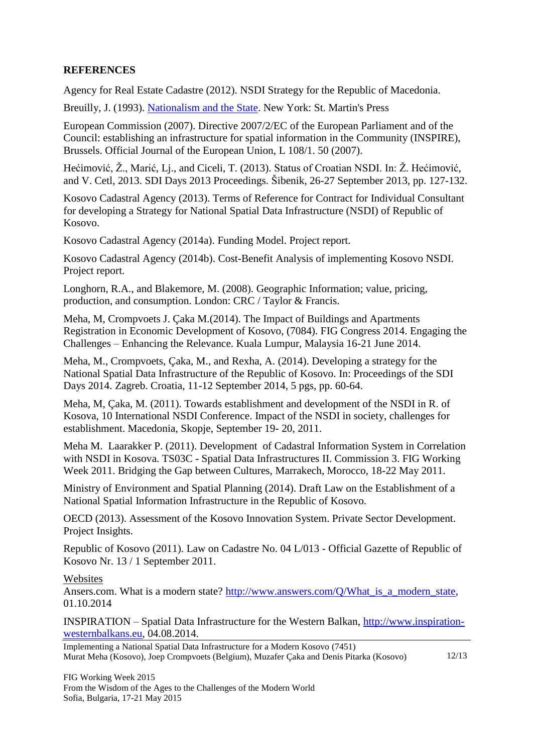**REFERENCES**

Agency for Real Estate Cadastre (2012). NSDI Strategy for the Republic of Macedonia.

Breuilly, J. (1993). [Nationalism and the State](). New York: St. Martin's Press

European Commission (2007). Directive 2007/2/EC of the European Parliament and of the Council: establishing an infrastructure for spatial information in the Community (INSPIRE), Brussels. Official Journal of the European Union, L 108/1. 50 (2007).

Hećimović, Ž., Marić, Lj., and Ciceli, T. (2013). Status of Croatian NSDI. In: Ž. Hećimović, and V. Cetl, 2013. SDI Days 2013 Proceedings. Šibenik, 26-27 September 2013, pp. 127-132.

Kosovo Cadastral Agency (2013). Terms of Reference for Contract for Individual Consultant for developing a Strategy for National Spatial Data Infrastructure (NSDI) of Republic of Kosovo.

Kosovo Cadastral Agency (2014a). Funding Model. Project report.

Kosovo Cadastral Agency (2014b). Cost-Benefit Analysis of implementing Kosovo NSDI. Project report.

Longhorn, R.A., and Blakemore, M. (2008). Geographic Information; value, pricing, production, and consumption. London: CRC / Taylor & Francis.

Meha, M, Crompvoets J. Çaka M.(2014). The Impact of Buildings and Apartments Registration in Economic Development of Kosovo, (7084). FIG Congress 2014. Engaging the Challenges – Enhancing the Relevance. Kuala Lumpur, Malaysia 16-21 June 2014.

Meha, M., Crompvoets, Çaka, M., and Rexha, A. (2014). Developing a strategy for the National Spatial Data Infrastructure of the Republic of Kosovo. In: Proceedings of the SDI Days 2014. Zagreb. Croatia, 11-12 September 2014, 5 pgs, pp. 60-64.

Meha, M, Çaka, M. (2011). Towards establishment and development of the NSDI in R. of Kosova, 10 International NSDI Conference. Impact of the NSDI in society, challenges for establishment. Macedonia, Skopje, September 19- 20, 2011.

Meha M. Laarakker P. (2011). Development of Cadastral Information System in Correlation with NSDI in Kosova. TS03C - Spatial Data Infrastructures II. Commission 3. FIG Working Week 2011. Bridging the Gap between Cultures, Marrakech, Morocco, 18-22 May 2011.

Ministry of Environment and Spatial Planning (2014). Draft Law on the Establishment of a National Spatial Information Infrastructure in the Republic of Kosovo.

OECD (2013). Assessment of the Kosovo Innovation System. Private Sector Development. Project Insights.

Republic of Kosovo (2011). Law on Cadastre No. 04 L/013 - Official Gazette of Republic of Kosovo Nr. 13 / 1 September 2011.

Websites

Ansers.com. What is a modern state? http://www.answers.com/Q/What_is_a_modern_state, 01.10.2014

INSPIRATION – Spatial Data Infrastructure for the Western Balkan, http://www.inspiration-westernbalkans.eu, 04.08.2014.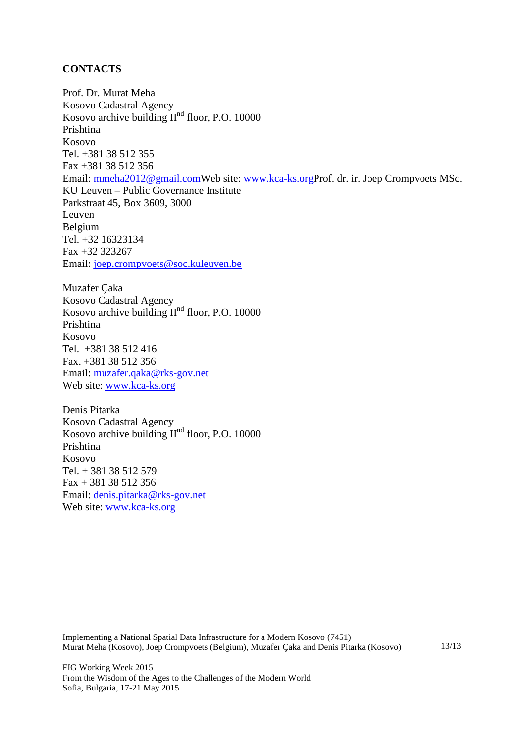**CONTACTS**

Prof. Dr. Murat Meha
Kosovo Cadastral Agency
Kosovo archive building II$^{nd}$ floor, P.O. 10000
Prishtina
Kosovo
Tel. +381 38 512 355
Fax +381 38 512 356
Email: mmeha2012@gmail.comWeb site: www.kca-ks.orgProf. dr. ir. Joep Crompvoets MSc.
KU Leuven – Public Governance Institute
Parkstraat 45, Box 3609, 3000
Leuven
Belgium
Tel. +32 16323134
Fax +32 323267
Email: joep.crompvoets@soc.kuleuven.be

Muzafer Çaka
Kosovo Cadastral Agency
Kosovo archive building II$^{nd}$ floor, P.O. 10000
Prishtina
Kosovo
Tel.  +381 38 512 416
Fax. +381 38 512 356
Email: muzafer.qaka@rks-gov.net
Web site: www.kca-ks.org

Denis Pitarka
Kosovo Cadastral Agency
Kosovo archive building II$^{nd}$ floor, P.O. 10000
Prishtina
Kosovo
Tel. + 381 38 512 579
Fax + 381 38 512 356
Email: denis.pitarka@rks-gov.net
Web site: www.kca-ks.org